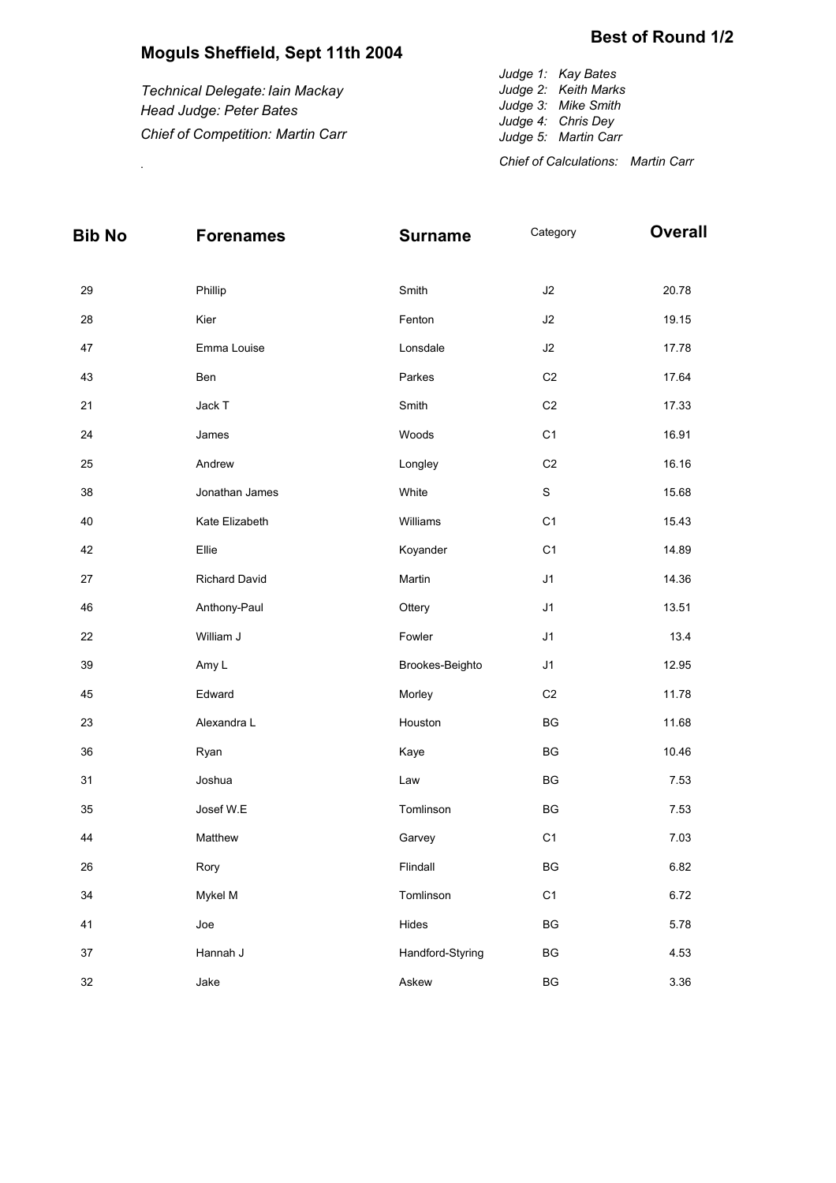## Best of Round 1/2

# Moguls Sheffield, Sept 11th 2004

*Technical Delegate: Iain Mackay*
*Head Judge: Peter Bates*
*Chief of Competition: Martin Carr*

*Judge 1: Kay Bates*
*Judge 2: Keith Marks*
*Judge 3: Mike Smith*
*Judge 4: Chris Dey*
*Judge 5: Martin Carr*

*Chief of Calculations: Martin Carr*

| Bib No | Forenames | Surname | Category | Overall |
|---|---|---|---|---|
| 29 | Phillip | Smith | J2 | 20.78 |
| 28 | Kier | Fenton | J2 | 19.15 |
| 47 | Emma Louise | Lonsdale | J2 | 17.78 |
| 43 | Ben | Parkes | C2 | 17.64 |
| 21 | Jack T | Smith | C2 | 17.33 |
| 24 | James | Woods | C1 | 16.91 |
| 25 | Andrew | Longley | C2 | 16.16 |
| 38 | Jonathan James | White | S | 15.68 |
| 40 | Kate Elizabeth | Williams | C1 | 15.43 |
| 42 | Ellie | Koyander | C1 | 14.89 |
| 27 | Richard David | Martin | J1 | 14.36 |
| 46 | Anthony-Paul | Ottery | J1 | 13.51 |
| 22 | William J | Fowler | J1 | 13.4 |
| 39 | Amy L | Brookes-Beighto | J1 | 12.95 |
| 45 | Edward | Morley | C2 | 11.78 |
| 23 | Alexandra L | Houston | BG | 11.68 |
| 36 | Ryan | Kaye | BG | 10.46 |
| 31 | Joshua | Law | BG | 7.53 |
| 35 | Josef W.E | Tomlinson | BG | 7.53 |
| 44 | Matthew | Garvey | C1 | 7.03 |
| 26 | Rory | Flindall | BG | 6.82 |
| 34 | Mykel M | Tomlinson | C1 | 6.72 |
| 41 | Joe | Hides | BG | 5.78 |
| 37 | Hannah J | Handford-Styring | BG | 4.53 |
| 32 | Jake | Askew | BG | 3.36 |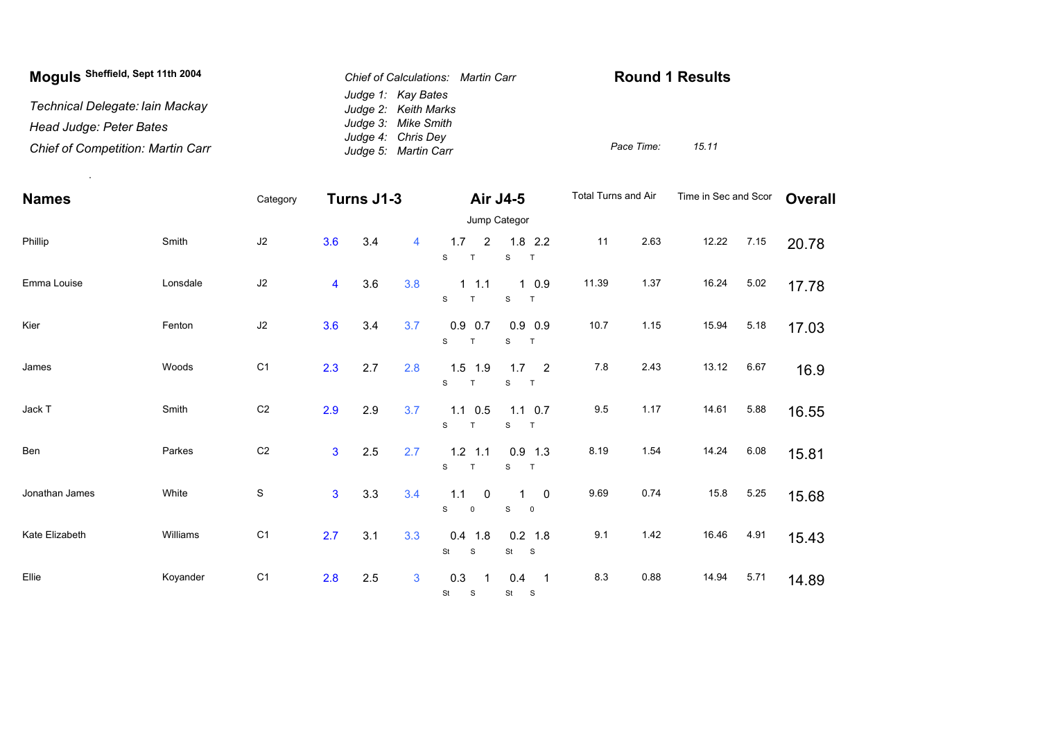**Moguls** Sheffield, Sept 11th 2004

*Technical Delegate: Iain Mackay*

*Head Judge: Peter Bates*

*Chief of Competition: Martin Carr*

*Chief of Calculations: Martin Carr*

*Judge 1: Kay Bates*
*Judge 2: Keith Marks*
*Judge 3: Mike Smith*
*Judge 4: Chris Dey*
*Judge 5: Martin Carr*

## Round 1 Results

*Pace Time: 15.11*

| Names | | Category | Turns J1-3 | | | Air J4-5 (Jump Categor) | | | | Total Turns and Air | | Time in Sec and Scor | | Overall |
|---|---|---|---|---|---|---|---|---|---|---|---|---|---|---|
| Phillip | Smith | J2 | 3.6 | 3.4 | 4 | 1.7 (S) | 2 (T) | 1.8 (S) | 2.2 (T) | 11 | 2.63 | 12.22 | 7.15 | 20.78 |
| Emma Louise | Lonsdale | J2 | 4 | 3.6 | 3.8 | 1 (S) | 1.1 (T) | 1 (S) | 0.9 (T) | 11.39 | 1.37 | 16.24 | 5.02 | 17.78 |
| Kier | Fenton | J2 | 3.6 | 3.4 | 3.7 | 0.9 (S) | 0.7 (T) | 0.9 (S) | 0.9 (T) | 10.7 | 1.15 | 15.94 | 5.18 | 17.03 |
| James | Woods | C1 | 2.3 | 2.7 | 2.8 | 1.5 (S) | 1.9 (T) | 1.7 (S) | 2 (T) | 7.8 | 2.43 | 13.12 | 6.67 | 16.9 |
| Jack T | Smith | C2 | 2.9 | 2.9 | 3.7 | 1.1 (S) | 0.5 (T) | 1.1 (S) | 0.7 (T) | 9.5 | 1.17 | 14.61 | 5.88 | 16.55 |
| Ben | Parkes | C2 | 3 | 2.5 | 2.7 | 1.2 (S) | 1.1 (T) | 0.9 (S) | 1.3 (T) | 8.19 | 1.54 | 14.24 | 6.08 | 15.81 |
| Jonathan James | White | S | 3 | 3.3 | 3.4 | 1.1 (S) | 0 (0) | 1 (S) | 0 (0) | 9.69 | 0.74 | 15.8 | 5.25 | 15.68 |
| Kate Elizabeth | Williams | C1 | 2.7 | 3.1 | 3.3 | 0.4 (St) | 1.8 (S) | 0.2 (St) | 1.8 (S) | 9.1 | 1.42 | 16.46 | 4.91 | 15.43 |
| Ellie | Koyander | C1 | 2.8 | 2.5 | 3 | 0.3 (St) | 1 (S) | 0.4 (St) | 1 (S) | 8.3 | 0.88 | 14.94 | 5.71 | 14.89 |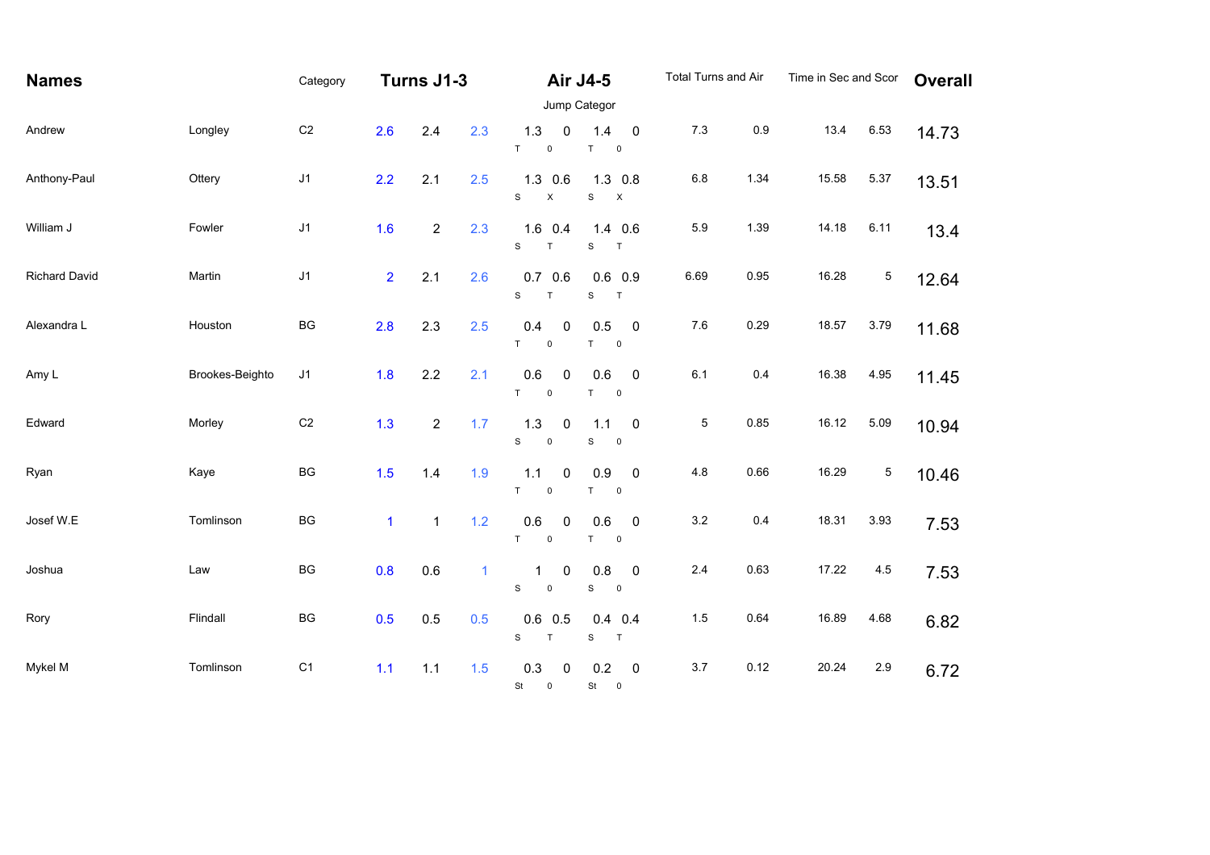| Names | | Category | Turns J1-3 | | | Air J4-5 | | | | Total Turns and Air | | Time in Sec and Scor | | Overall |
|---|---|---|---|---|---|---|---|---|---|---|---|---|---|---|
| | | | | | | Jump Categor | | | | | | | | |
| Andrew | Longley | C2 | 2.6 | 2.4 | 2.3 | 1.3 T | 0 0 | 1.4 T | 0 0 | 7.3 | 0.9 | 13.4 | 6.53 | 14.73 |
| Anthony-Paul | Ottery | J1 | 2.2 | 2.1 | 2.5 | 1.3 S | 0.6 X | 1.3 S | 0.8 X | 6.8 | 1.34 | 15.58 | 5.37 | 13.51 |
| William J | Fowler | J1 | 1.6 | 2 | 2.3 | 1.6 S | 0.4 T | 1.4 S | 0.6 T | 5.9 | 1.39 | 14.18 | 6.11 | 13.4 |
| Richard David | Martin | J1 | 2 | 2.1 | 2.6 | 0.7 S | 0.6 T | 0.6 S | 0.9 T | 6.69 | 0.95 | 16.28 | 5 | 12.64 |
| Alexandra L | Houston | BG | 2.8 | 2.3 | 2.5 | 0.4 T | 0 0 | 0.5 T | 0 0 | 7.6 | 0.29 | 18.57 | 3.79 | 11.68 |
| Amy L | Brookes-Beighto | J1 | 1.8 | 2.2 | 2.1 | 0.6 T | 0 0 | 0.6 T | 0 0 | 6.1 | 0.4 | 16.38 | 4.95 | 11.45 |
| Edward | Morley | C2 | 1.3 | 2 | 1.7 | 1.3 S | 0 0 | 1.1 S | 0 0 | 5 | 0.85 | 16.12 | 5.09 | 10.94 |
| Ryan | Kaye | BG | 1.5 | 1.4 | 1.9 | 1.1 T | 0 0 | 0.9 T | 0 0 | 4.8 | 0.66 | 16.29 | 5 | 10.46 |
| Josef W.E | Tomlinson | BG | 1 | 1 | 1.2 | 0.6 T | 0 0 | 0.6 T | 0 0 | 3.2 | 0.4 | 18.31 | 3.93 | 7.53 |
| Joshua | Law | BG | 0.8 | 0.6 | 1 | 1 S | 0 0 | 0.8 S | 0 0 | 2.4 | 0.63 | 17.22 | 4.5 | 7.53 |
| Rory | Flindall | BG | 0.5 | 0.5 | 0.5 | 0.6 S | 0.5 T | 0.4 S | 0.4 T | 1.5 | 0.64 | 16.89 | 4.68 | 6.82 |
| Mykel M | Tomlinson | C1 | 1.1 | 1.1 | 1.5 | 0.3 St | 0 0 | 0.2 St | 0 0 | 3.7 | 0.12 | 20.24 | 2.9 | 6.72 |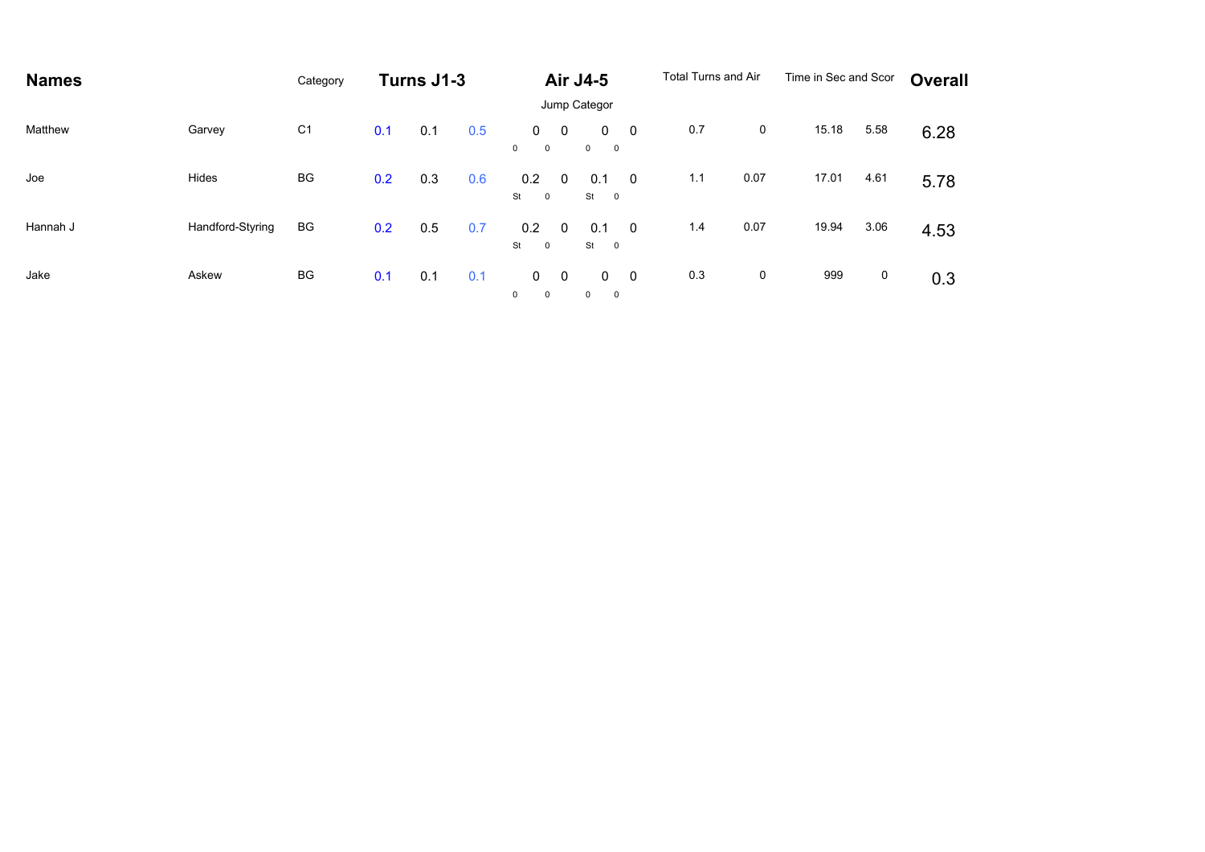| Names | | Category | Turns J1-3 | | | Air J4-5 | | | | Total Turns and Air | | Time in Sec and Scor | | Overall |
|---|---|---|---|---|---|---|---|---|---|---|---|---|---|---|
| | | | | | | Jump Categor | | | | | | | | |
| Matthew | Garvey | C1 | 0.1 | 0.1 | 0.5 | 0<br>0 0 | 0 | 0<br>0 0 | 0 | 0.7 | 0 | 15.18 | 5.58 | 6.28 |
| Joe | Hides | BG | 0.2 | 0.3 | 0.6 | 0.2<br>St 0 | 0 | 0.1<br>St 0 | 0 | 1.1 | 0.07 | 17.01 | 4.61 | 5.78 |
| Hannah J | Handford-Styring | BG | 0.2 | 0.5 | 0.7 | 0.2<br>St 0 | 0 | 0.1<br>St 0 | 0 | 1.4 | 0.07 | 19.94 | 3.06 | 4.53 |
| Jake | Askew | BG | 0.1 | 0.1 | 0.1 | 0<br>0 0 | 0 | 0<br>0 0 | 0 | 0.3 | 0 | 999 | 0 | 0.3 |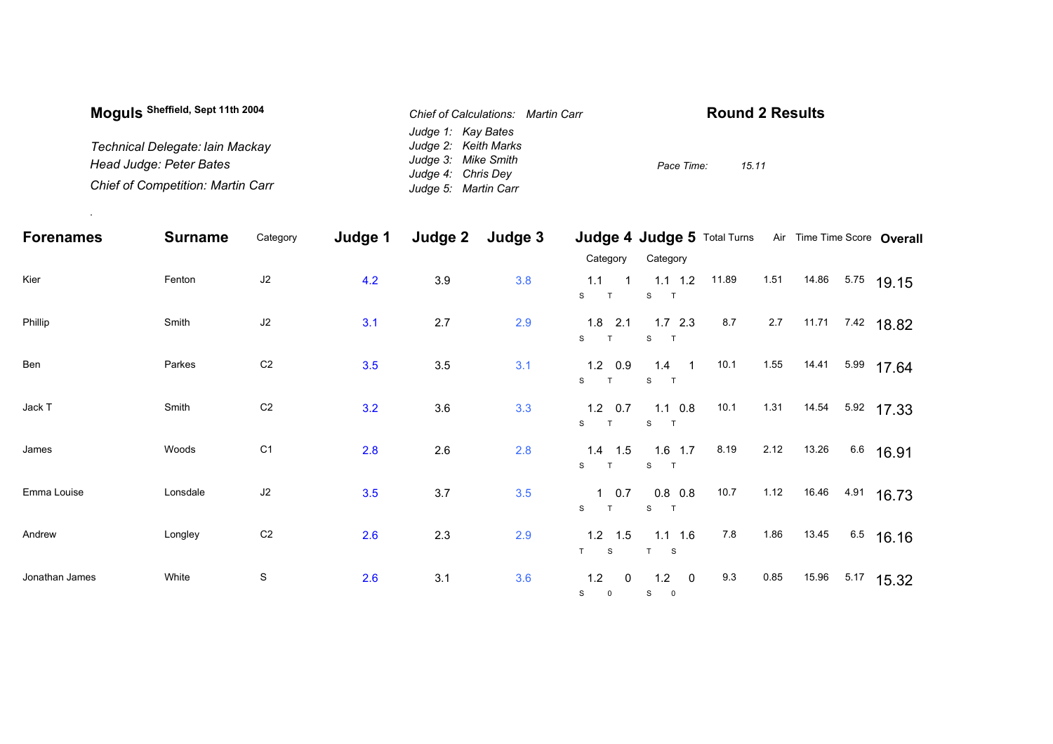**Moguls** Sheffield, Sept 11th 2004

*Technical Delegate: Iain Mackay*
*Head Judge: Peter Bates*
*Chief of Competition: Martin Carr*

*Chief of Calculations: Martin Carr*
*Judge 1: Kay Bates*
*Judge 2: Keith Marks*
*Judge 3: Mike Smith*
*Judge 4: Chris Dey*
*Judge 5: Martin Carr*

## Round 2 Results

*Pace Time: 15.11*

| Forenames | Surname | Category | Judge 1 | Judge 2 | Judge 3 | Judge 4 | | Judge 5 | | Total Turns | Air | Time | Time Score | Overall |
|---|---|---|---|---|---|---|---|---|---|---|---|---|---|---|
| | | | | | | Category | | Category | | | | | | |
| Kier | Fenton | J2 | 4.2 | 3.9 | 3.8 | 1.1 (S) | 1 (T) | 1.1 (S) | 1.2 (T) | 11.89 | 1.51 | 14.86 | 5.75 | 19.15 |
| Phillip | Smith | J2 | 3.1 | 2.7 | 2.9 | 1.8 (S) | 2.1 (T) | 1.7 (S) | 2.3 (T) | 8.7 | 2.7 | 11.71 | 7.42 | 18.82 |
| Ben | Parkes | C2 | 3.5 | 3.5 | 3.1 | 1.2 (S) | 0.9 (T) | 1.4 (S) | 1 (T) | 10.1 | 1.55 | 14.41 | 5.99 | 17.64 |
| Jack T | Smith | C2 | 3.2 | 3.6 | 3.3 | 1.2 (S) | 0.7 (T) | 1.1 (S) | 0.8 (T) | 10.1 | 1.31 | 14.54 | 5.92 | 17.33 |
| James | Woods | C1 | 2.8 | 2.6 | 2.8 | 1.4 (S) | 1.5 (T) | 1.6 (S) | 1.7 (T) | 8.19 | 2.12 | 13.26 | 6.6 | 16.91 |
| Emma Louise | Lonsdale | J2 | 3.5 | 3.7 | 3.5 | 1 (S) | 0.7 (T) | 0.8 (S) | 0.8 (T) | 10.7 | 1.12 | 16.46 | 4.91 | 16.73 |
| Andrew | Longley | C2 | 2.6 | 2.3 | 2.9 | 1.2 (T) | 1.5 (S) | 1.1 (T) | 1.6 (S) | 7.8 | 1.86 | 13.45 | 6.5 | 16.16 |
| Jonathan James | White | S | 2.6 | 3.1 | 3.6 | 1.2 (S) | 0 (0) | 1.2 (S) | 0 (0) | 9.3 | 0.85 | 15.96 | 5.17 | 15.32 |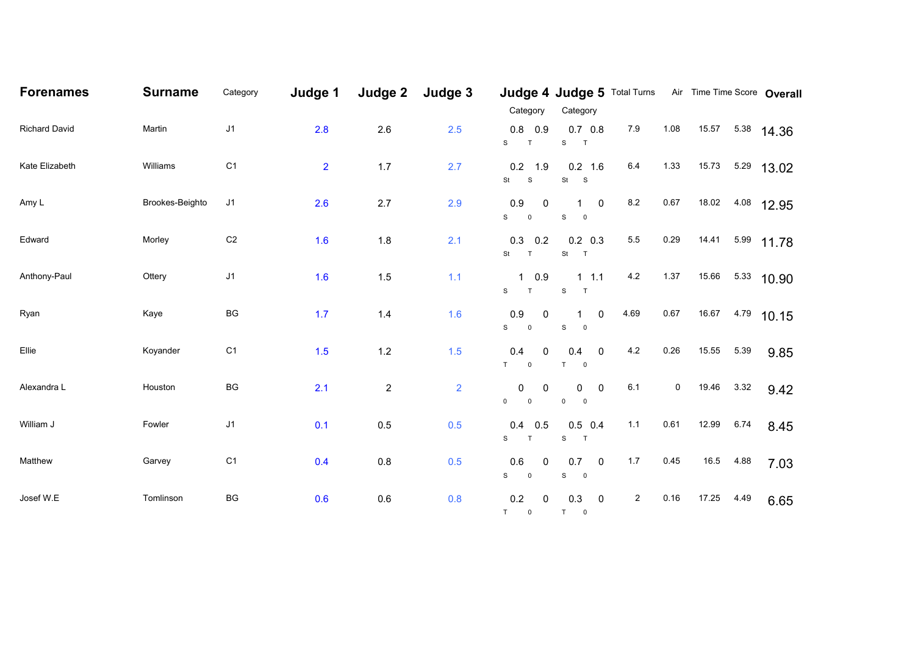| Forenames | Surname | Category | Judge 1 | Judge 2 | Judge 3 | Judge 4 Category | | Judge 5 Category | | Total Turns | Air | Time | Time Score | Overall |
|---|---|---|---|---|---|---|---|---|---|---|---|---|---|---|
| Richard David | Martin | J1 | 2.8 | 2.6 | 2.5 | 0.8 S | 0.9 T | 0.7 S | 0.8 T | 7.9 | 1.08 | 15.57 | 5.38 | 14.36 |
| Kate Elizabeth | Williams | C1 | 2 | 1.7 | 2.7 | 0.2 St | 1.9 S | 0.2 St | 1.6 S | 6.4 | 1.33 | 15.73 | 5.29 | 13.02 |
| Amy L | Brookes-Beighto | J1 | 2.6 | 2.7 | 2.9 | 0.9 S | 0 0 | 1 S | 0 0 | 8.2 | 0.67 | 18.02 | 4.08 | 12.95 |
| Edward | Morley | C2 | 1.6 | 1.8 | 2.1 | 0.3 St | 0.2 T | 0.2 St | 0.3 T | 5.5 | 0.29 | 14.41 | 5.99 | 11.78 |
| Anthony-Paul | Ottery | J1 | 1.6 | 1.5 | 1.1 | 1 S | 0.9 T | 1 S | 1.1 T | 4.2 | 1.37 | 15.66 | 5.33 | 10.90 |
| Ryan | Kaye | BG | 1.7 | 1.4 | 1.6 | 0.9 S | 0 0 | 1 S | 0 0 | 4.69 | 0.67 | 16.67 | 4.79 | 10.15 |
| Ellie | Koyander | C1 | 1.5 | 1.2 | 1.5 | 0.4 T | 0 0 | 0.4 T | 0 0 | 4.2 | 0.26 | 15.55 | 5.39 | 9.85 |
| Alexandra L | Houston | BG | 2.1 | 2 | 2 | 0 0 | 0 0 | 0 0 | 0 0 | 6.1 | 0 | 19.46 | 3.32 | 9.42 |
| William J | Fowler | J1 | 0.1 | 0.5 | 0.5 | 0.4 S | 0.5 T | 0.5 S | 0.4 T | 1.1 | 0.61 | 12.99 | 6.74 | 8.45 |
| Matthew | Garvey | C1 | 0.4 | 0.8 | 0.5 | 0.6 S | 0 0 | 0.7 S | 0 0 | 1.7 | 0.45 | 16.5 | 4.88 | 7.03 |
| Josef W.E | Tomlinson | BG | 0.6 | 0.6 | 0.8 | 0.2 T | 0 0 | 0.3 T | 0 0 | 2 | 0.16 | 17.25 | 4.49 | 6.65 |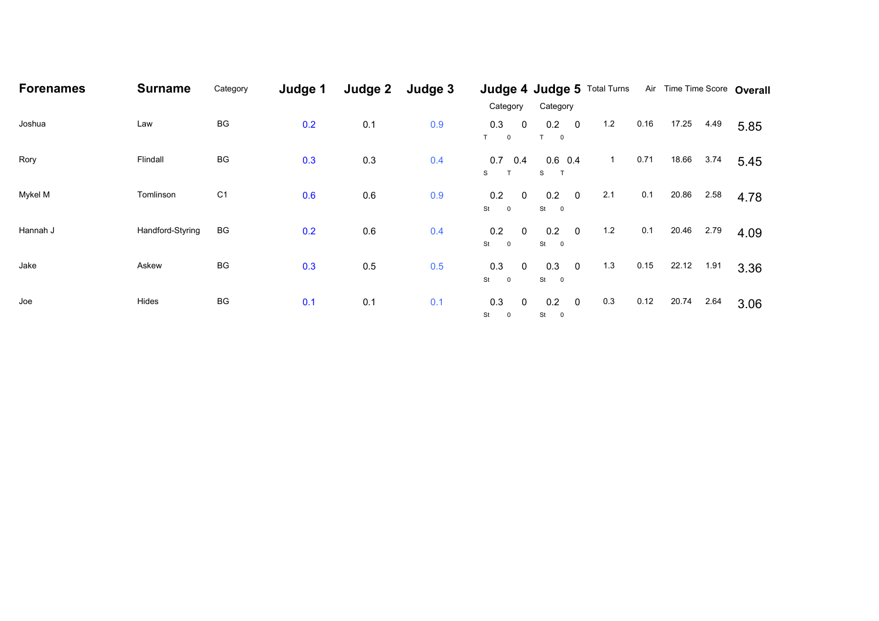| Forenames | Surname | Category | Judge 1 | Judge 2 | Judge 3 | Judge 4 Category | | Judge 5 Category | | Total Turns | Air | Time | Time Score | Overall |
|---|---|---|---|---|---|---|---|---|---|---|---|---|---|---|
| Joshua | Law | BG | 0.2 | 0.1 | 0.9 | 0.3 T | 0 0 | 0.2 T | 0 0 | 1.2 | 0.16 | 17.25 | 4.49 | 5.85 |
| Rory | Flindall | BG | 0.3 | 0.3 | 0.4 | 0.7 S | 0.4 T | 0.6 S | 0.4 T | 1 | 0.71 | 18.66 | 3.74 | 5.45 |
| Mykel M | Tomlinson | C1 | 0.6 | 0.6 | 0.9 | 0.2 St | 0 0 | 0.2 St | 0 0 | 2.1 | 0.1 | 20.86 | 2.58 | 4.78 |
| Hannah J | Handford-Styring | BG | 0.2 | 0.6 | 0.4 | 0.2 St | 0 0 | 0.2 St | 0 0 | 1.2 | 0.1 | 20.46 | 2.79 | 4.09 |
| Jake | Askew | BG | 0.3 | 0.5 | 0.5 | 0.3 St | 0 0 | 0.3 St | 0 0 | 1.3 | 0.15 | 22.12 | 1.91 | 3.36 |
| Joe | Hides | BG | 0.1 | 0.1 | 0.1 | 0.3 St | 0 0 | 0.2 St | 0 0 | 0.3 | 0.12 | 20.74 | 2.64 | 3.06 |